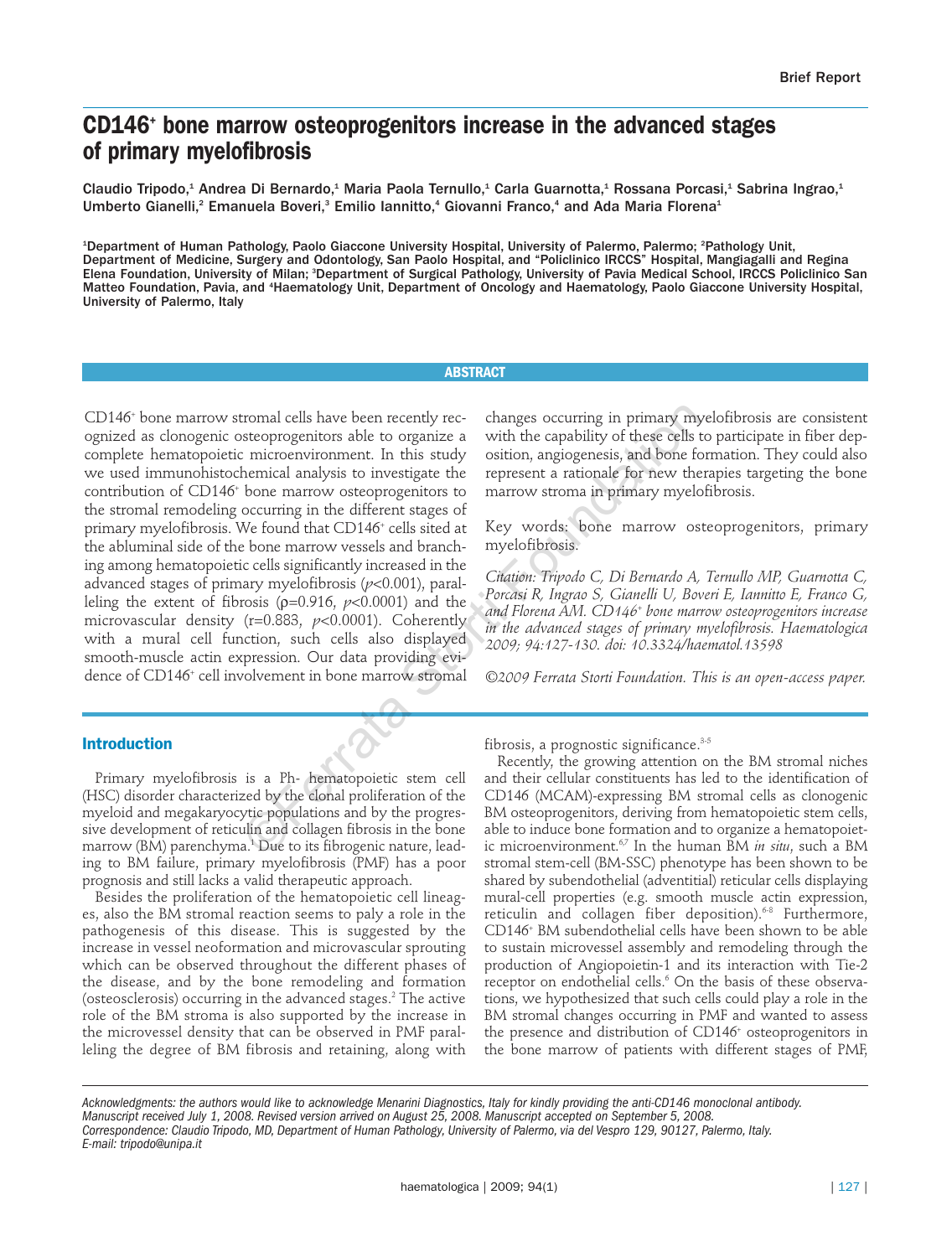Brief Report

# CD146$^+$ bone marrow osteoprogenitors increase in the advanced stages of primary myelofibrosis

Claudio Tripodo,[1] Andrea Di Bernardo,[1] Maria Paola Ternullo,[1] Carla Guarnotta,[1] Rossana Porcasi,[1] Sabrina Ingrao,[1] Umberto Gianelli,[2] Emanuela Boveri,[3] Emilio Iannitto,[4] Giovanni Franco,[4] and Ada Maria Florena[1]

[1]Department of Human Pathology, Paolo Giaccone University Hospital, University of Palermo, Palermo; [2]Pathology Unit, Department of Medicine, Surgery and Odontology, San Paolo Hospital, and "Policlinico IRCCS" Hospital, Mangiagalli and Regina Elena Foundation, University of Milan; [3]Department of Surgical Pathology, University of Pavia Medical School, IRCCS Policlinico San Matteo Foundation, Pavia, and [4]Haematology Unit, Department of Oncology and Haematology, Paolo Giaccone University Hospital, University of Palermo, Italy

## ABSTRACT

CD146$^+$ bone marrow stromal cells have been recently recognized as clonogenic osteoprogenitors able to organize a complete hematopoietic microenvironment. In this study we used immunohistochemical analysis to investigate the contribution of CD146$^+$ bone marrow osteoprogenitors to the stromal remodeling occurring in the different stages of primary myelofibrosis. We found that CD146$^+$ cells sited at the abluminal side of the bone marrow vessels and branching among hematopoietic cells significantly increased in the advanced stages of primary myelofibrosis ($p$<0.001), paralleling the extent of fibrosis ($\rho$=0.916, $p$<0.0001) and the microvascular density (r=0.883, $p$<0.0001). Coherently with a mural cell function, such cells also displayed smooth-muscle actin expression. Our data providing evidence of CD146$^+$ cell involvement in bone marrow stromal changes occurring in primary myelofibrosis are consistent with the capability of these cells to participate in fiber deposition, angiogenesis, and bone formation. They could also represent a rationale for new therapies targeting the bone marrow stroma in primary myelofibrosis.

Key words: bone marrow osteoprogenitors, primary myelofibrosis.

*Citation: Tripodo C, Di Bernardo A, Ternullo MP, Guarnotta C, Porcasi R, Ingrao S, Gianelli U, Boveri E, Iannitto E, Franco G, and Florena AM. CD146$^+$ bone marrow osteoprogenitors increase in the advanced stages of primary myelofibrosis. Haematologica 2009; 94:127-130. doi: 10.3324/haematol.13598*

*©2009 Ferrata Storti Foundation. This is an open-access paper.*

## Introduction

Primary myelofibrosis is a Ph- hematopoietic stem cell (HSC) disorder characterized by the clonal proliferation of the myeloid and megakaryocytic populations and by the progressive development of reticulin and collagen fibrosis in the bone marrow (BM) parenchyma.[1] Due to its fibrogenic nature, leading to BM failure, primary myelofibrosis (PMF) has a poor prognosis and still lacks a valid therapeutic approach.

Besides the proliferation of the hematopoietic cell lineages, also the BM stromal reaction seems to paly a role in the pathogenesis of this disease. This is suggested by the increase in vessel neoformation and microvascular sprouting which can be observed throughout the different phases of the disease, and by the bone remodeling and formation (osteosclerosis) occurring in the advanced stages.[2] The active role of the BM stroma is also supported by the increase in the microvessel density that can be observed in PMF paralleling the degree of BM fibrosis and retaining, along with fibrosis, a prognostic significance.[3-5]

Recently, the growing attention on the BM stromal niches and their cellular constituents has led to the identification of CD146 (MCAM)-expressing BM stromal cells as clonogenic BM osteoprogenitors, deriving from hematopoietic stem cells, able to induce bone formation and to organize a hematopoietic microenvironment.[6,7] In the human BM *in situ*, such a BM stromal stem-cell (BM-SSC) phenotype has been shown to be shared by subendothelial (adventitial) reticular cells displaying mural-cell properties (e.g. smooth muscle actin expression, reticulin and collagen fiber deposition).[6-8] Furthermore, CD146$^+$ BM subendothelial cells have been shown to be able to sustain microvessel assembly and remodeling through the production of Angiopoietin-1 and its interaction with Tie-2 receptor on endothelial cells.[6] On the basis of these observations, we hypothesized that such cells could play a role in the BM stromal changes occurring in PMF and wanted to assess the presence and distribution of CD146$^+$ osteoprogenitors in the bone marrow of patients with different stages of PMF,

*Acknowledgments: the authors would like to acknowledge Menarini Diagnostics, Italy for kindly providing the anti-CD146 monoclonal antibody.*
*Manuscript received July 1, 2008. Revised version arrived on August 25, 2008. Manuscript accepted on September 5, 2008.*
*Correspondence: Claudio Tripodo, MD, Department of Human Pathology, University of Palermo, via del Vespro 129, 90127, Palermo, Italy.*
*E-mail: tripodo@unipa.it*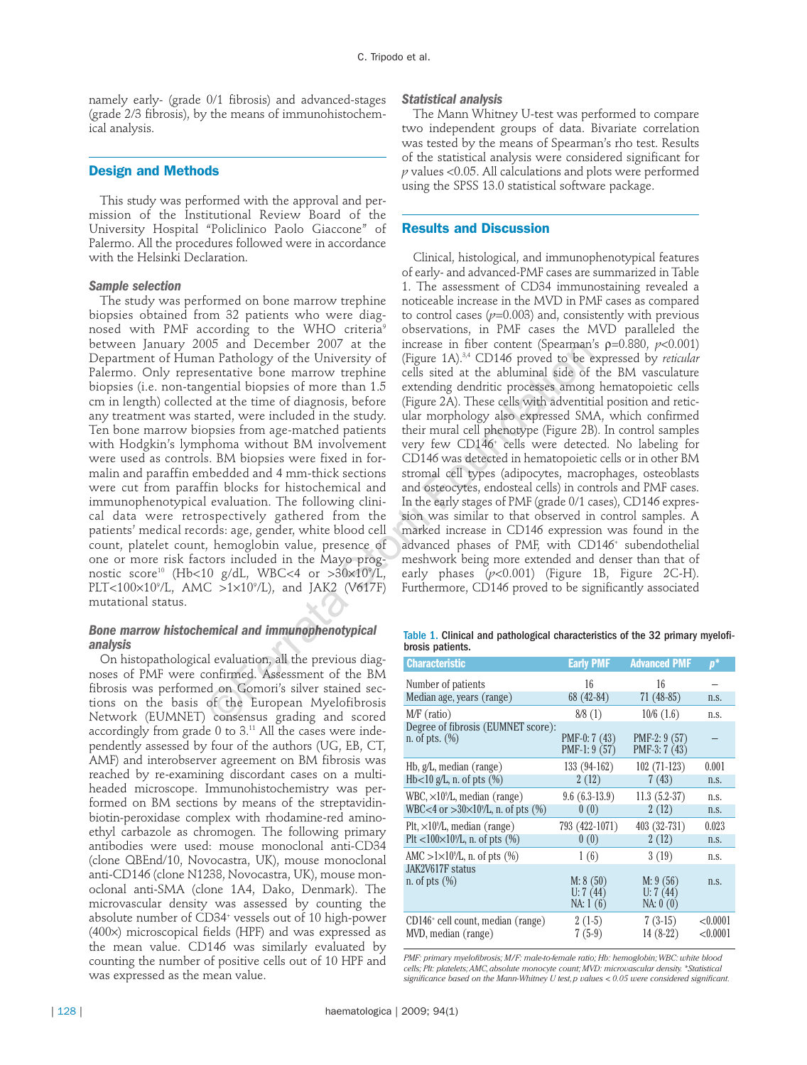namely early- (grade 0/1 fibrosis) and advanced-stages (grade 2/3 fibrosis), by the means of immunohistochemical analysis.

## Design and Methods

This study was performed with the approval and permission of the Institutional Review Board of the University Hospital "Policlinico Paolo Giaccone" of Palermo. All the procedures followed were in accordance with the Helsinki Declaration.

### *Sample selection*

The study was performed on bone marrow trephine biopsies obtained from 32 patients who were diagnosed with PMF according to the WHO criteria[9] between January 2005 and December 2007 at the Department of Human Pathology of the University of Palermo. Only representative bone marrow trephine biopsies (i.e. non-tangential biopsies of more than 1.5 cm in length) collected at the time of diagnosis, before any treatment was started, were included in the study. Ten bone marrow biopsies from age-matched patients with Hodgkin's lymphoma without BM involvement were used as controls. BM biopsies were fixed in formalin and paraffin embedded and 4 mm-thick sections were cut from paraffin blocks for histochemical and immunophenotypical evaluation. The following clinical data were retrospectively gathered from the patients' medical records: age, gender, white blood cell count, platelet count, hemoglobin value, presence of one or more risk factors included in the Mayo prognostic score[10] (Hb<10 g/dL, WBC<4 or >30×10⁹/L, PLT<100×10⁹/L, AMC >1×10⁹/L), and JAK2 (V617F) mutational status.

### *Bone marrow histochemical and immunophenotypical analysis*

On histopathological evaluation, all the previous diagnoses of PMF were confirmed. Assessment of the BM fibrosis was performed on Gomori's silver stained sections on the basis of the European Myelofibrosis Network (EUMNET) consensus grading and scored accordingly from grade 0 to 3.[11] All the cases were independently assessed by four of the authors (UG, EB, CT, AMF) and interobserver agreement on BM fibrosis was reached by re-examining discordant cases on a multiheaded microscope. Immunohistochemistry was performed on BM sections by means of the streptavidin-biotin-peroxidase complex with rhodamine-red aminoethyl carbazole as chromogen. The following primary antibodies were used: mouse monoclonal anti-CD34 (clone QBEnd/10, Novocastra, UK), mouse monoclonal anti-CD146 (clone N1238, Novocastra, UK), mouse monoclonal anti-SMA (clone 1A4, Dako, Denmark). The microvascular density was assessed by counting the absolute number of CD34⁺ vessels out of 10 high-power (400×) microscopical fields (HPF) and was expressed as the mean value. CD146 was similarly evaluated by counting the number of positive cells out of 10 HPF and was expressed as the mean value.

### *Statistical analysis*

The Mann Whitney U-test was performed to compare two independent groups of data. Bivariate correlation was tested by the means of Spearman's rho test. Results of the statistical analysis were considered significant for $p$ values <0.05. All calculations and plots were performed using the SPSS 13.0 statistical software package.

## Results and Discussion

Clinical, histological, and immunophenotypical features of early- and advanced-PMF cases are summarized in Table 1. The assessment of CD34 immunostaining revealed a noticeable increase in the MVD in PMF cases as compared to control cases ($p$=0.003) and, consistently with previous observations, in PMF cases the MVD paralleled the increase in fiber content (Spearman's $\rho$=0.880, $p$<0.001) (Figure 1A).[3,4] CD146 proved to be expressed by *reticular* cells sited at the abluminal side of the BM vasculature extending dendritic processes among hematopoietic cells (Figure 2A). These cells with adventitial position and reticular morphology also expressed SMA, which confirmed their mural cell phenotype (Figure 2B). In control samples very few CD146⁺ cells were detected. No labeling for CD146 was detected in hematopoietic cells or in other BM stromal cell types (adipocytes, macrophages, osteoblasts and osteocytes, endosteal cells) in controls and PMF cases. In the early stages of PMF (grade 0/1 cases), CD146 expression was similar to that observed in control samples. A marked increase in CD146 expression was found in the advanced phases of PMF, with CD146⁺ subendothelial meshwork being more extended and denser than that of early phases ($p$<0.001) (Figure 1B, Figure 2C-H). Furthermore, CD146 proved to be significantly associated

**Table 1.** Clinical and pathological characteristics of the 32 primary myelofibrosis patients.

| Characteristic | Early PMF | Advanced PMF | p* |
|---|---|---|---|
| Number of patients | 16 | 16 | – |
| Median age, years (range) | 68 (42-84) | 71 (48-85) | n.s. |
| M/F (ratio) | 8/8 (1) | 10/6 (1.6) | n.s. |
| Degree of fibrosis (EUMNET score): n. of pts. (%) | PMF-0: 7 (43) PMF-1: 9 (57) | PMF-2: 9 (57) PMF-3: 7 (43) | – |
| Hb, g/L, median (range) | 133 (94-162) | 102 (71-123) | 0.001 |
| Hb<10 g/L, n. of pts (%) | 2 (12) | 7 (43) | n.s. |
| WBC, ×10⁹/L, median (range) | 9.6 (6.3-13.9) | 11.3 (5.2-37) | n.s. |
| WBC<4 or >30×10⁹/L, n. of pts (%) | 0 (0) | 2 (12) | n.s. |
| Plt, ×10⁹/L, median (range) | 793 (422-1071) | 403 (32-731) | 0.023 |
| Plt <100×10⁹/L, n. of pts (%) | 0 (0) | 2 (12) | n.s. |
| AMC >1×10⁹/L, n. of pts (%) | 1 (6) | 3 (19) | n.s. |
| JAK2V617F status n. of pts (%) | M: 8 (50) U: 7 (44) NA: 1 (6) | M: 9 (56) U: 7 (44) NA: 0 (0) | n.s. |
| CD146⁺ cell count, median (range) | 2 (1-5) | 7 (3-15) | <0.0001 |
| MVD, median (range) | 7 (5-9) | 14 (8-22) | <0.0001 |

*PMF: primary myelofibrosis; M/F: male-to-female ratio; Hb: hemoglobin; WBC: white blood cells; Plt: platelets; AMC, absolute monocyte count; MVD: microvascular density. \*Statistical significance based on the Mann-Whitney U test, p values < 0.05 were considered significant.*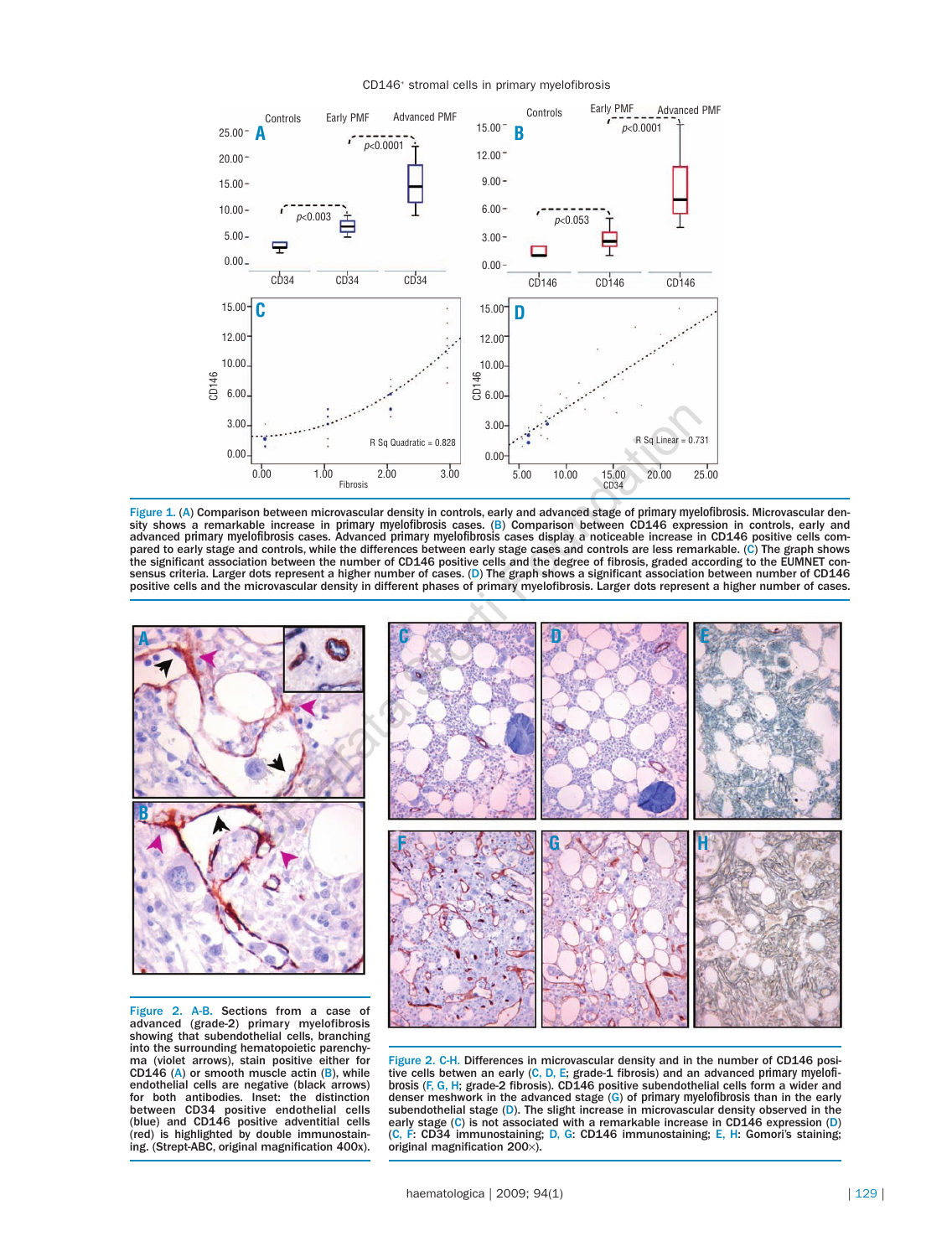Figure 1. (A) Comparison between microvascular density in controls, early and advanced stage of primary myelofibrosis. Microvascular density shows a remarkable increase in primary myelofibrosis cases. (B) Comparison between CD146 expression in controls, early and advanced primary myelofibrosis cases. Advanced primary myelofibrosis cases display a noticeable increase in CD146 positive cells compared to early stage and controls, while the differences between early stage cases and controls are less remarkable. (C) The graph shows the significant association between the number of CD146 positive cells and the degree of fibrosis, graded according to the EUMNET consensus criteria. Larger dots represent a higher number of cases. (D) The graph shows a significant association between number of CD146 positive cells and the microvascular density in different phases of primary myelofibrosis. Larger dots represent a higher number of cases.

Figure 2. A-B. Sections from a case of advanced (grade-2) primary myelofibrosis showing that subendothelial cells, branching into the surrounding hematopoietic parenchyma (violet arrows), stain positive either for CD146 (A) or smooth muscle actin (B), while endothelial cells are negative (black arrows) for both antibodies. Inset: the distinction between CD34 positive endothelial cells (blue) and CD146 positive adventitial cells (red) is highlighted by double immunostaining. (Strept-ABC, original magnification 400x).

Figure 2. C-H. Differences in microvascular density and in the number of CD146 positive cells betwen an early (C, D, E; grade-1 fibrosis) and an advanced primary myelofibrosis (F, G, H; grade-2 fibrosis). CD146 positive subendothelial cells form a wider and denser meshwork in the advanced stage (G) of primary myelofibrosis than in the early subendothelial stage (D). The slight increase in microvascular density observed in the early stage (C) is not associated with a remarkable increase in CD146 expression (D) (C, F: CD34 immunostaining; D, G: CD146 immunostaining; E, H: Gomori's staining; original magnification 200×).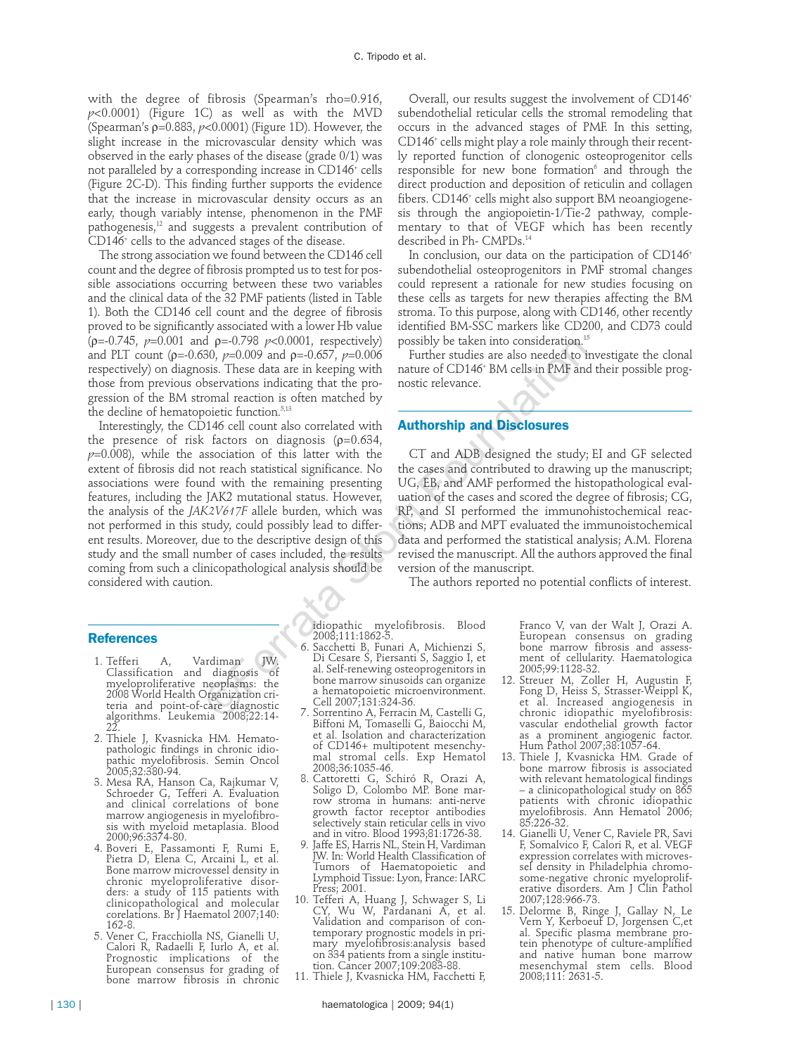with the degree of fibrosis (Spearman's rho=0.916, $p<0.0001$) (Figure 1C) as well as with the MVD (Spearman's $\rho$=0.883, $p<0.0001$) (Figure 1D). However, the slight increase in the microvascular density which was observed in the early phases of the disease (grade 0/1) was not paralleled by a corresponding increase in CD146+ cells (Figure 2C-D). This finding further supports the evidence that the increase in microvascular density occurs as an early, though variably intense, phenomenon in the PMF pathogenesis,[12] and suggests a prevalent contribution of CD146+ cells to the advanced stages of the disease.

The strong association we found between the CD146 cell count and the degree of fibrosis prompted us to test for possible associations occurring between these two variables and the clinical data of the 32 PMF patients (listed in Table 1). Both the CD146 cell count and the degree of fibrosis proved to be significantly associated with a lower Hb value ($\rho$=-0.745, $p$=0.001 and $\rho$=-0.798 $p<0.0001$, respectively) and PLT count ($\rho$=-0.630, $p$=0.009 and $\rho$=-0.657, $p$=0.006 respectively) on diagnosis. These data are in keeping with those from previous observations indicating that the progression of the BM stromal reaction is often matched by the decline of hematopoietic function.[5,13]

Interestingly, the CD146 cell count also correlated with the presence of risk factors on diagnosis ($\rho$=0.634, $p$=0.008), while the association of this latter with the extent of fibrosis did not reach statistical significance. No associations were found with the remaining presenting features, including the JAK2 mutational status. However, the analysis of the *JAK2V617F* allele burden, which was not performed in this study, could possibly lead to different results. Moreover, due to the descriptive design of this study and the small number of cases included, the results coming from such a clinicopathological analysis should be considered with caution.

Overall, our results suggest the involvement of CD146+ subendothelial reticular cells the stromal remodeling that occurs in the advanced stages of PMF. In this setting, CD146+ cells might play a role mainly through their recently reported function of clonogenic osteoprogenitor cells responsible for new bone formation[6] and through the direct production and deposition of reticulin and collagen fibers. CD146+ cells might also support BM neoangiogenesis through the angiopoietin-1/Tie-2 pathway, complementary to that of VEGF which has been recently described in Ph- CMPDs.[14]

In conclusion, our data on the participation of CD146+ subendothelial osteoprogenitors in PMF stromal changes could represent a rationale for new studies focusing on these cells as targets for new therapies affecting the BM stroma. To this purpose, along with CD146, other recently identified BM-SSC markers like CD200, and CD73 could possibly be taken into consideration.[15]

Further studies are also needed to investigate the clonal nature of CD146+ BM cells in PMF and their possible prognostic relevance.

## Authorship and Disclosures

CT and ADB designed the study; EI and GF selected the cases and contributed to drawing up the manuscript; UG, EB, and AMF performed the histopathological evaluation of the cases and scored the degree of fibrosis; CG, RP, and SI performed the immunohistochemical reactions; ADB and MPT evaluated the immunoistochemical data and performed the statistical analysis; A.M. Florena revised the manuscript. All the authors approved the final version of the manuscript.

The authors reported no potential conflicts of interest.

## References

1. Tefferi A, Vardiman JW. Classification and diagnosis of myeloproliferative neoplasms: the 2008 World Health Organization criteria and point-of-care diagnostic algorithms. Leukemia 2008;22:14-22.
2. Thiele J, Kvasnicka HM. Hematopathologic findings in chronic idiopathic myelofibrosis. Semin Oncol 2005;32:380-94.
3. Mesa RA, Hanson Ca, Rajkumar V, Schroeder G, Tefferi A. Evaluation and clinical correlations of bone marrow angiogenesis in myelofibrosis with myeloid metaplasia. Blood 2000;96:3374-80.
4. Boveri E, Passamonti F, Rumi E, Pietra D, Elena C, Arcaini L, et al. Bone marrow microvessel density in chronic myeloproliferative disorders: a study of 115 patients with clinicopathological and molecular corelations. Br J Haematol 2007;140:162-8.
5. Vener C, Fracchiolla NS, Gianelli U, Calori R, Radaelli F, Iurlo A, et al. Prognostic implications of the European consensus for grading of bone marrow fibrosis in chronic idiopathic myelofibrosis. Blood 2008;111:1862-5.
6. Sacchetti B, Funari A, Michienzi S, Di Cesare S, Piersanti S, Saggio I, et al. Self-renewing osteoprogenitors in bone marrow sinusoids can organize a hematopoietic microenvironment. Cell 2007;131:324-36.
7. Sorrentino A, Ferracin M, Castelli G, Biffoni M, Tomaselli G, Baiocchi M, et al. Isolation and characterization of CD146+ multipotent mesenchymal stromal cells. Exp Hematol 2008;36:1035-46.
8. Cattoretti G, Schiró R, Orazi A, Soligo D, Colombo MP. Bone marrow stroma in humans: anti-nerve growth factor receptor antibodies selectively stain reticular cells in vivo and in vitro. Blood 1993;81:1726-38.
9. Jaffe ES, Harris NL, Stein H, Vardiman JW. In: World Health Classification of Tumors of Haematopoietic and Lymphoid Tissue: Lyon, France: IARC Press; 2001.
10. Tefferi A, Huang J, Schwager S, Li CY, Wu W, Pardanani A, et al. Validation and comparison of contemporary prognostic models in primary myelofibrosis:analysis based on 334 patients from a single institution. Cancer 2007;109:2083-88.
11. Thiele J, Kvasnicka HM, Facchetti F, Franco V, van der Walt J, Orazi A. European consensus on grading bone marrow fibrosis and assessment of cellularity. Haematologica 2005;99:1128-32.
12. Streuer M, Zoller H, Augustin F, Fong D, Heiss S, Strasser-Weippl K, et al. Increased angiogenesis in chronic idiopathic myelofibrosis: vascular endothelial growth factor as a prominent angiogenic factor. Hum Pathol 2007;38:1057-64.
13. Thiele J, Kvasnicka HM. Grade of bone marrow fibrosis is associated with relevant hematological findings – a clinicopathological study on 865 patients with chronic idiopathic myelofibrosis. Ann Hematol 2006; 85:226-32.
14. Gianelli U, Vener C, Raviele PR, Savi F, Somalvico F, Calori R, et al. VEGF expression correlates with microvessel density in Philadelphia chromosome-negative chronic myeloproliferative disorders. Am J Clin Pathol 2007;128:966-73.
15. Delorme B, Ringe J, Gallay N, Le Vern Y, Kerboeuf D, Jorgensen C,et al. Specific plasma membrane protein phenotype of culture-amplified and native human bone marrow mesenchymal stem cells. Blood 2008;111: 2631-5.